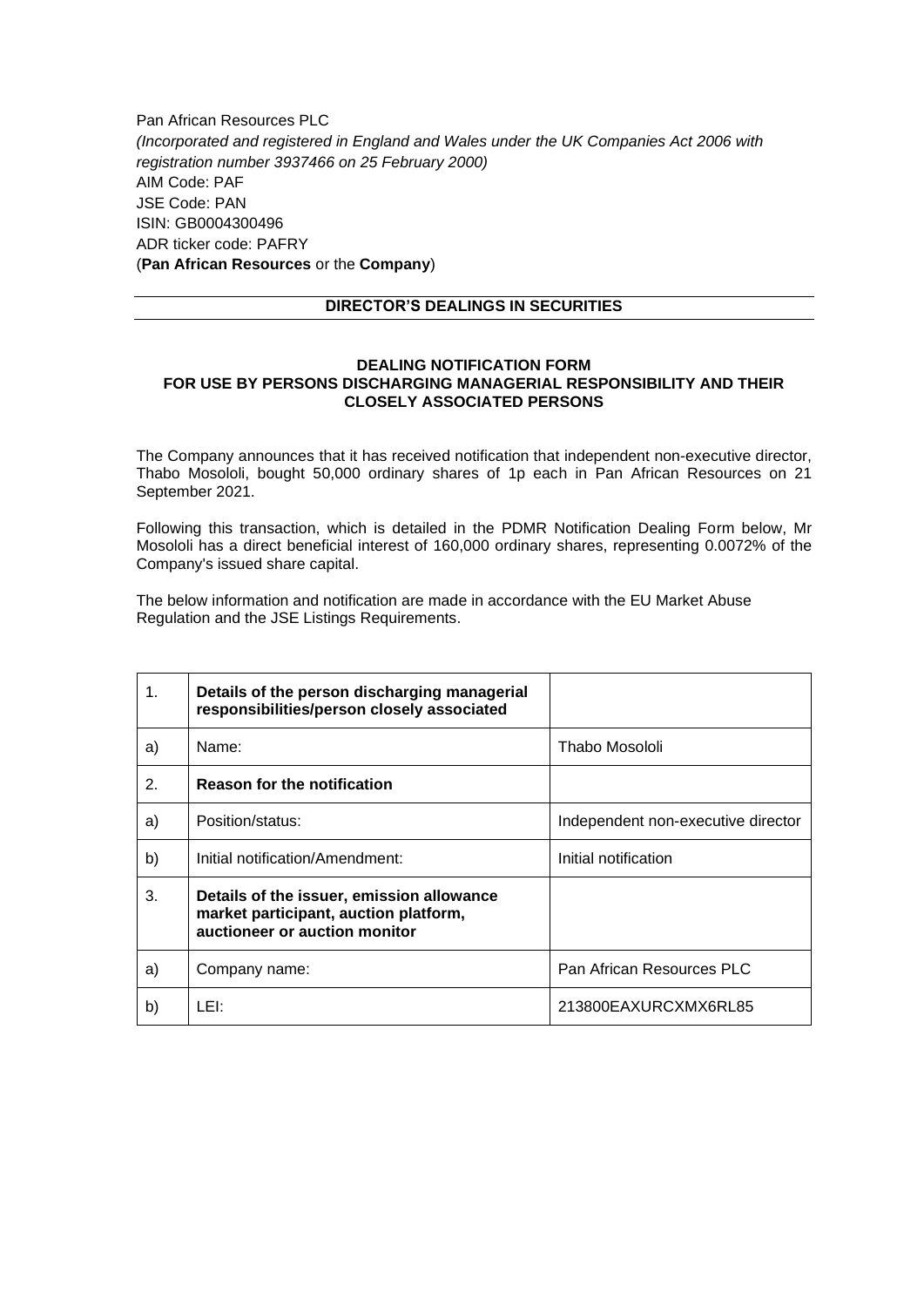Pan African Resources PLC
*(Incorporated and registered in England and Wales under the UK Companies Act 2006 with registration number 3937466 on 25 February 2000)*
AIM Code: PAF
JSE Code: PAN
ISIN: GB0004300496
ADR ticker code: PAFRY
(**Pan African Resources** or the **Company**)

## DIRECTOR'S DEALINGS IN SECURITIES

### DEALING NOTIFICATION FORM
### FOR USE BY PERSONS DISCHARGING MANAGERIAL RESPONSIBILITY AND THEIR CLOSELY ASSOCIATED PERSONS

The Company announces that it has received notification that independent non-executive director, Thabo Mosololi, bought 50,000 ordinary shares of 1p each in Pan African Resources on 21 September 2021.

Following this transaction, which is detailed in the PDMR Notification Dealing Form below, Mr Mosololi has a direct beneficial interest of 160,000 ordinary shares, representing 0.0072% of the Company's issued share capital.

The below information and notification are made in accordance with the EU Market Abuse Regulation and the JSE Listings Requirements.

| 1. | **Details of the person discharging managerial responsibilities/person closely associated** | |
|---|---|---|
| a) | Name: | Thabo Mosololi |
| 2. | **Reason for the notification** | |
| a) | Position/status: | Independent non-executive director |
| b) | Initial notification/Amendment: | Initial notification |
| 3. | **Details of the issuer, emission allowance market participant, auction platform, auctioneer or auction monitor** | |
| a) | Company name: | Pan African Resources PLC |
| b) | LEI: | 213800EAXURCXMX6RL85 |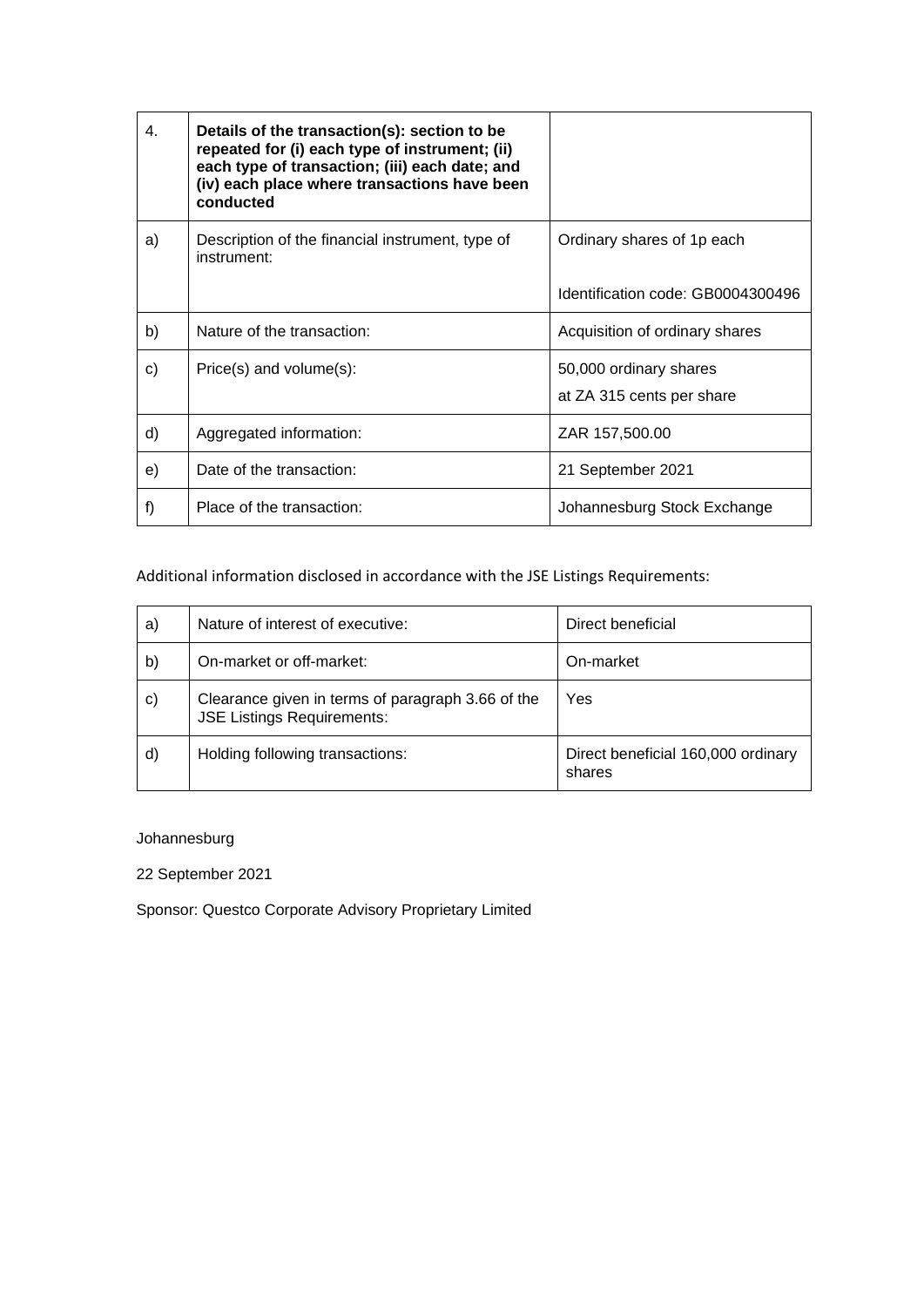| | | |
|---|---|---|
| 4. | **Details of the transaction(s): section to be repeated for (i) each type of instrument; (ii) each type of transaction; (iii) each date; and (iv) each place where transactions have been conducted** | |
| a) | Description of the financial instrument, type of instrument: | Ordinary shares of 1p each<br><br>Identification code: GB0004300496 |
| b) | Nature of the transaction: | Acquisition of ordinary shares |
| c) | Price(s) and volume(s): | 50,000 ordinary shares<br>at ZA 315 cents per share |
| d) | Aggregated information: | ZAR 157,500.00 |
| e) | Date of the transaction: | 21 September 2021 |
| f) | Place of the transaction: | Johannesburg Stock Exchange |

Additional information disclosed in accordance with the JSE Listings Requirements:

| | | |
|---|---|---|
| a) | Nature of interest of executive: | Direct beneficial |
| b) | On-market or off-market: | On-market |
| c) | Clearance given in terms of paragraph 3.66 of the JSE Listings Requirements: | Yes |
| d) | Holding following transactions: | Direct beneficial 160,000 ordinary shares |

Johannesburg

22 September 2021

Sponsor: Questco Corporate Advisory Proprietary Limited